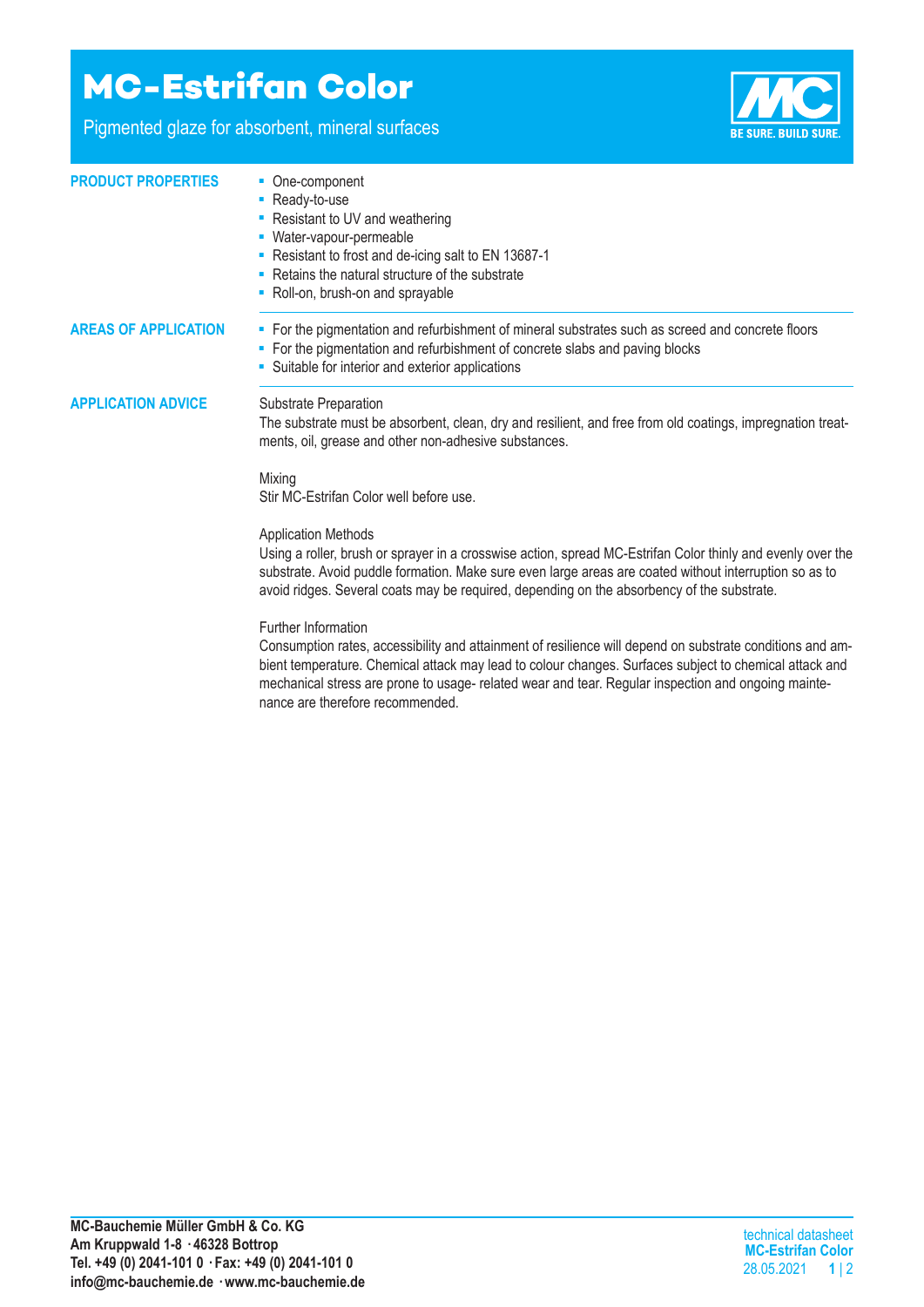# MC-Estrifan Color

Pigmented glaze for absorbent, mineral surfaces

## PRODUCT PROPERTIES

- One-component
- Ready-to-use
- Resistant to UV and weathering
- Water-vapour-permeable
- Resistant to frost and de-icing salt to EN 13687-1
- Retains the natural structure of the substrate
- Roll-on, brush-on and sprayable

## AREAS OF APPLICATION

- For the pigmentation and refurbishment of mineral substrates such as screed and concrete floors
- For the pigmentation and refurbishment of concrete slabs and paving blocks
- Suitable for interior and exterior applications

## APPLICATION ADVICE

Substrate Preparation

The substrate must be absorbent, clean, dry and resilient, and free from old coatings, impregnation treatments, oil, grease and other non-adhesive substances.

Mixing

Stir MC-Estrifan Color well before use.

Application Methods

Using a roller, brush or sprayer in a crosswise action, spread MC-Estrifan Color thinly and evenly over the substrate. Avoid puddle formation. Make sure even large areas are coated without interruption so as to avoid ridges. Several coats may be required, depending on the absorbency of the substrate.

Further Information

Consumption rates, accessibility and attainment of resilience will depend on substrate conditions and ambient temperature. Chemical attack may lead to colour changes. Surfaces subject to chemical attack and mechanical stress are prone to usage- related wear and tear. Regular inspection and ongoing maintenance are therefore recommended.

**MC-Bauchemie Müller GmbH & Co. KG**
**Am Kruppwald 1-8 · 46328 Bottrop**
**Tel. +49 (0) 2041-101 0 · Fax: +49 (0) 2041-101 0**
**info@mc-bauchemie.de · www.mc-bauchemie.de**

technical datasheet
**MC-Estrifan Color**
28.05.2021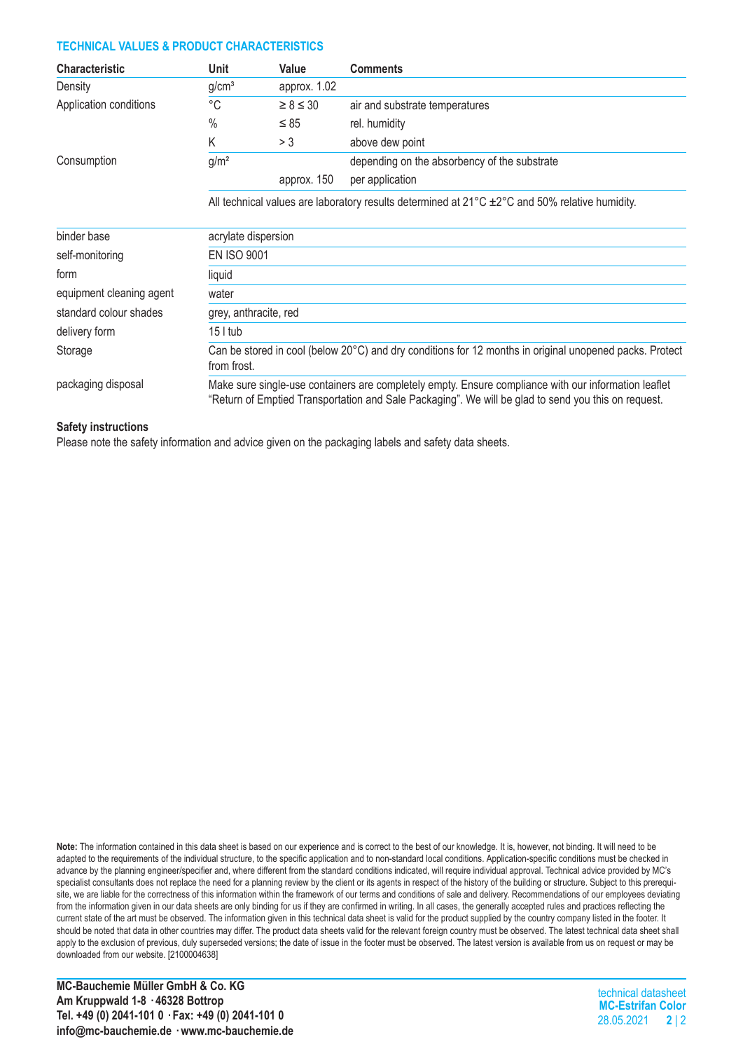## TECHNICAL VALUES & PRODUCT CHARACTERISTICS

| Characteristic | Unit | Value | Comments |
|---|---|---|---|
| Density | g/cm³ | approx. 1.02 | |
| Application conditions | °C | ≥ 8 ≤ 30 | air and substrate temperatures |
| | % | ≤ 85 | rel. humidity |
| | K | > 3 | above dew point |
| Consumption | g/m² | | depending on the absorbency of the substrate |
| | | approx. 150 | per application |

All technical values are laboratory results determined at 21°C ±2°C and 50% relative humidity.

| | |
|---|---|
| binder base | acrylate dispersion |
| self-monitoring | EN ISO 9001 |
| form | liquid |
| equipment cleaning agent | water |
| standard colour shades | grey, anthracite, red |
| delivery form | 15 l tub |
| Storage | Can be stored in cool (below 20°C) and dry conditions for 12 months in original unopened packs. Protect from frost. |
| packaging disposal | Make sure single-use containers are completely empty. Ensure compliance with our information leaflet "Return of Emptied Transportation and Sale Packaging". We will be glad to send you this on request. |

**Safety instructions**

Please note the safety information and advice given on the packaging labels and safety data sheets.

**Note:** The information contained in this data sheet is based on our experience and is correct to the best of our knowledge. It is, however, not binding. It will need to be adapted to the requirements of the individual structure, to the specific application and to non-standard local conditions. Application-specific conditions must be checked in advance by the planning engineer/specifier and, where different from the standard conditions indicated, will require individual approval. Technical advice provided by MC's specialist consultants does not replace the need for a planning review by the client or its agents in respect of the history of the building or structure. Subject to this prerequisite, we are liable for the correctness of this information within the framework of our terms and conditions of sale and delivery. Recommendations of our employees deviating from the information given in our data sheets are only binding for us if they are confirmed in writing. In all cases, the generally accepted rules and practices reflecting the current state of the art must be observed. The information given in this technical data sheet is valid for the product supplied by the country company listed in the footer. It should be noted that data in other countries may differ. The product data sheets valid for the relevant foreign country must be observed. The latest technical data sheet shall apply to the exclusion of previous, duly superseded versions; the date of issue in the footer must be observed. The latest version is available from us on request or may be downloaded from our website. [2100004638]

**MC-Bauchemie Müller GmbH & Co. KG**
**Am Kruppwald 1-8 · 46328 Bottrop**
**Tel. +49 (0) 2041-101 0 · Fax: +49 (0) 2041-101 0**
**info@mc-bauchemie.de · www.mc-bauchemie.de**

technical datasheet
**MC-Estrifan Color**
28.05.2021